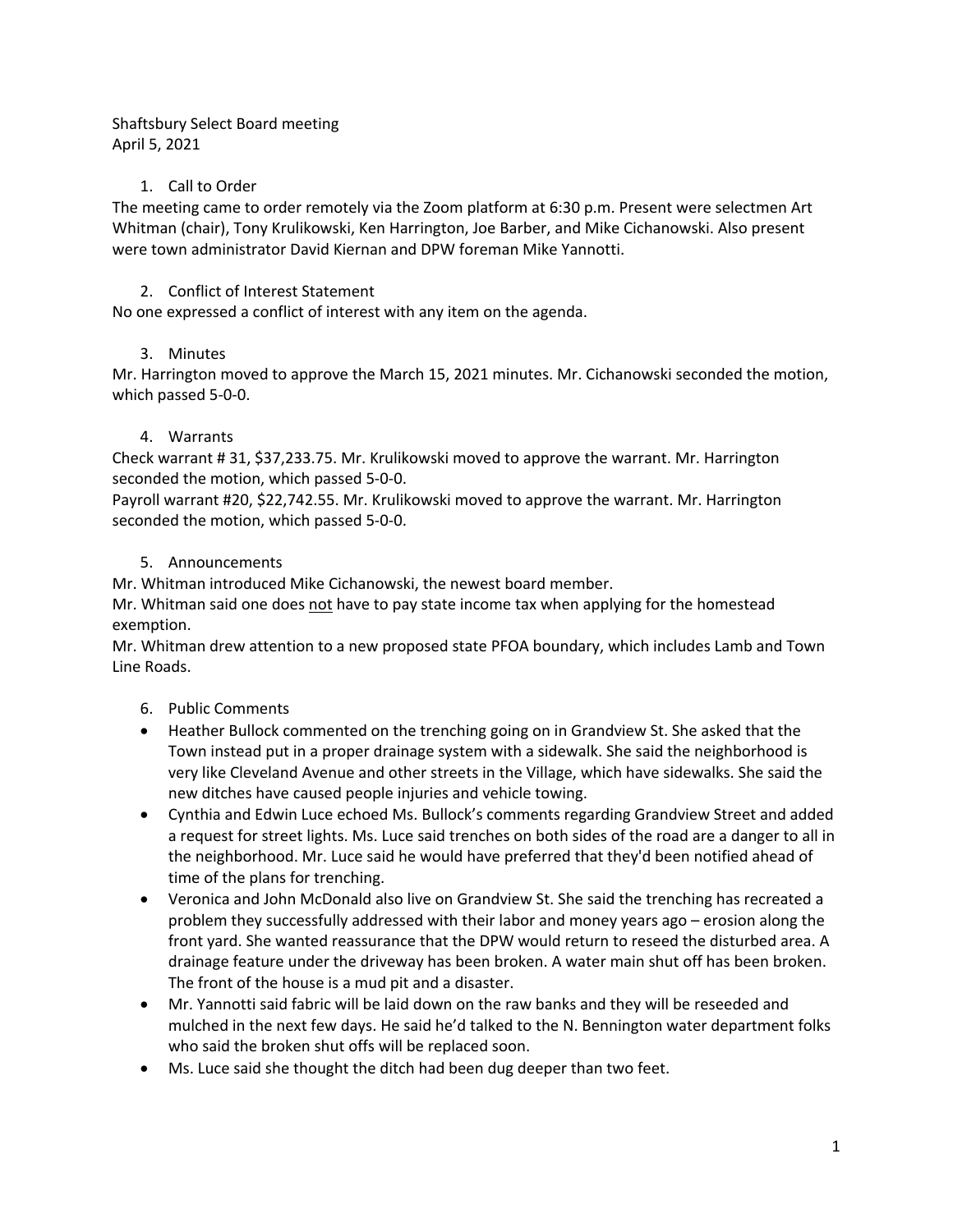Shaftsbury Select Board meeting
April 5, 2021

1. Call to Order

The meeting came to order remotely via the Zoom platform at 6:30 p.m. Present were selectmen Art Whitman (chair), Tony Krulikowski, Ken Harrington, Joe Barber, and Mike Cichanowski. Also present were town administrator David Kiernan and DPW foreman Mike Yannotti.

2. Conflict of Interest Statement

No one expressed a conflict of interest with any item on the agenda.

3. Minutes

Mr. Harrington moved to approve the March 15, 2021 minutes. Mr. Cichanowski seconded the motion, which passed 5-0-0.

4. Warrants

Check warrant # 31, $37,233.75. Mr. Krulikowski moved to approve the warrant. Mr. Harrington seconded the motion, which passed 5-0-0.
Payroll warrant #20, $22,742.55. Mr. Krulikowski moved to approve the warrant. Mr. Harrington seconded the motion, which passed 5-0-0.

5. Announcements

Mr. Whitman introduced Mike Cichanowski, the newest board member.
Mr. Whitman said one does <u>not</u> have to pay state income tax when applying for the homestead exemption.
Mr. Whitman drew attention to a new proposed state PFOA boundary, which includes Lamb and Town Line Roads.

6. Public Comments

- Heather Bullock commented on the trenching going on in Grandview St. She asked that the Town instead put in a proper drainage system with a sidewalk. She said the neighborhood is very like Cleveland Avenue and other streets in the Village, which have sidewalks. She said the new ditches have caused people injuries and vehicle towing.
- Cynthia and Edwin Luce echoed Ms. Bullock's comments regarding Grandview Street and added a request for street lights. Ms. Luce said trenches on both sides of the road are a danger to all in the neighborhood. Mr. Luce said he would have preferred that they'd been notified ahead of time of the plans for trenching.
- Veronica and John McDonald also live on Grandview St. She said the trenching has recreated a problem they successfully addressed with their labor and money years ago – erosion along the front yard. She wanted reassurance that the DPW would return to reseed the disturbed area. A drainage feature under the driveway has been broken. A water main shut off has been broken. The front of the house is a mud pit and a disaster.
- Mr. Yannotti said fabric will be laid down on the raw banks and they will be reseeded and mulched in the next few days. He said he'd talked to the N. Bennington water department folks who said the broken shut offs will be replaced soon.
- Ms. Luce said she thought the ditch had been dug deeper than two feet.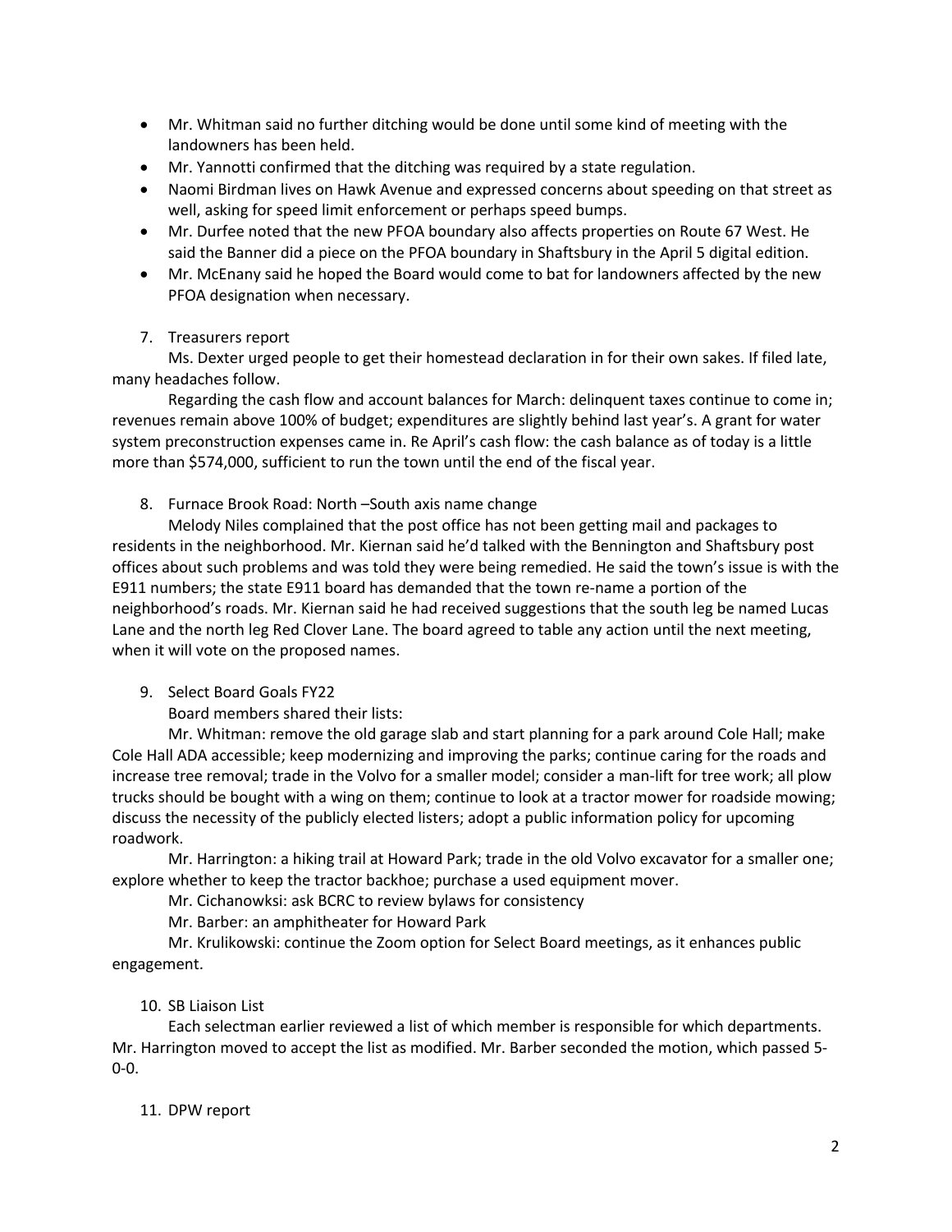- Mr. Whitman said no further ditching would be done until some kind of meeting with the landowners has been held.
- Mr. Yannotti confirmed that the ditching was required by a state regulation.
- Naomi Birdman lives on Hawk Avenue and expressed concerns about speeding on that street as well, asking for speed limit enforcement or perhaps speed bumps.
- Mr. Durfee noted that the new PFOA boundary also affects properties on Route 67 West. He said the Banner did a piece on the PFOA boundary in Shaftsbury in the April 5 digital edition.
- Mr. McEnany said he hoped the Board would come to bat for landowners affected by the new PFOA designation when necessary.

7. Treasurers report

Ms. Dexter urged people to get their homestead declaration in for their own sakes. If filed late, many headaches follow.

Regarding the cash flow and account balances for March: delinquent taxes continue to come in; revenues remain above 100% of budget; expenditures are slightly behind last year's. A grant for water system preconstruction expenses came in. Re April's cash flow: the cash balance as of today is a little more than $574,000, sufficient to run the town until the end of the fiscal year.

8. Furnace Brook Road: North –South axis name change

Melody Niles complained that the post office has not been getting mail and packages to residents in the neighborhood. Mr. Kiernan said he'd talked with the Bennington and Shaftsbury post offices about such problems and was told they were being remedied. He said the town's issue is with the E911 numbers; the state E911 board has demanded that the town re-name a portion of the neighborhood's roads. Mr. Kiernan said he had received suggestions that the south leg be named Lucas Lane and the north leg Red Clover Lane. The board agreed to table any action until the next meeting, when it will vote on the proposed names.

9. Select Board Goals FY22

Board members shared their lists:

Mr. Whitman: remove the old garage slab and start planning for a park around Cole Hall; make Cole Hall ADA accessible; keep modernizing and improving the parks; continue caring for the roads and increase tree removal; trade in the Volvo for a smaller model; consider a man-lift for tree work; all plow trucks should be bought with a wing on them; continue to look at a tractor mower for roadside mowing; discuss the necessity of the publicly elected listers; adopt a public information policy for upcoming roadwork.

Mr. Harrington: a hiking trail at Howard Park; trade in the old Volvo excavator for a smaller one; explore whether to keep the tractor backhoe; purchase a used equipment mover.

Mr. Cichanowksi: ask BCRC to review bylaws for consistency

Mr. Barber: an amphitheater for Howard Park

Mr. Krulikowski: continue the Zoom option for Select Board meetings, as it enhances public engagement.

10. SB Liaison List

Each selectman earlier reviewed a list of which member is responsible for which departments. Mr. Harrington moved to accept the list as modified. Mr. Barber seconded the motion, which passed 5-0-0.

11. DPW report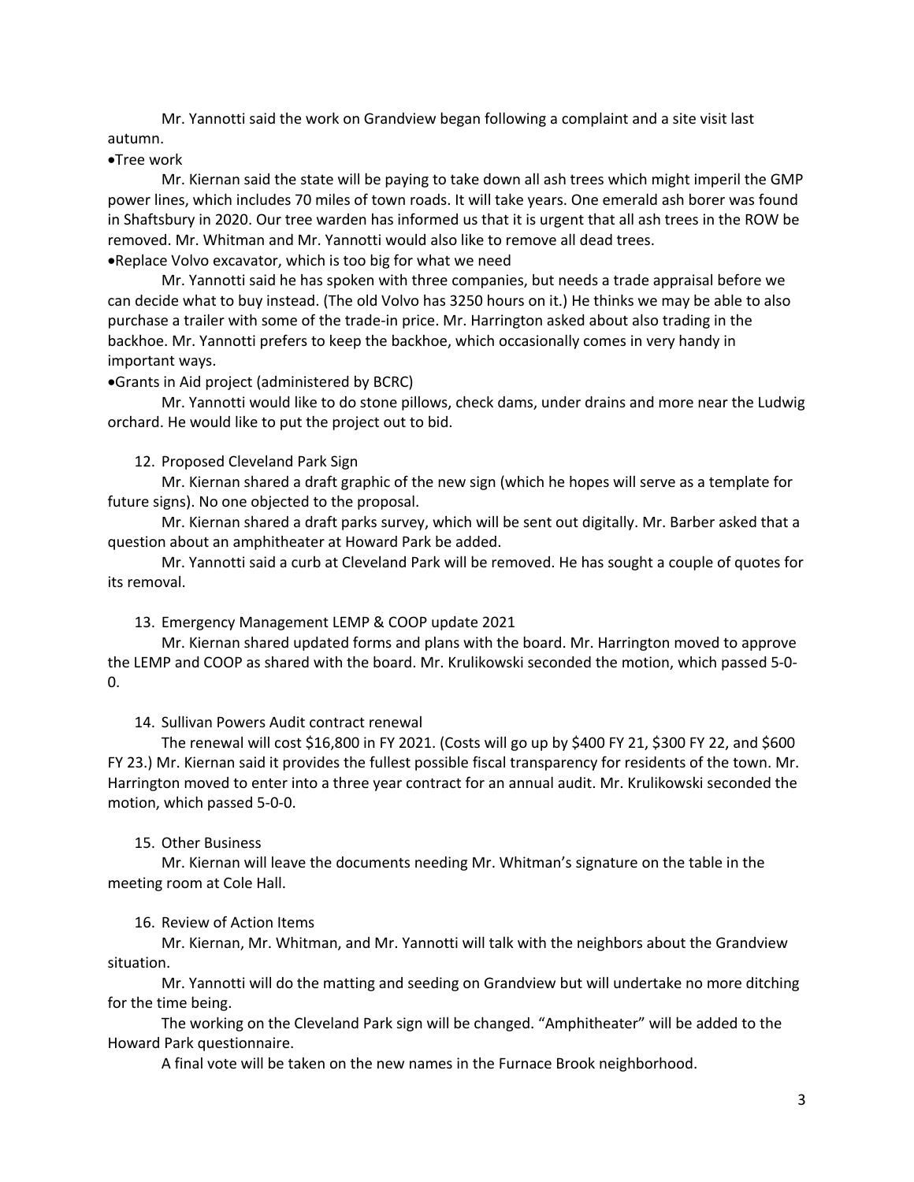Mr. Yannotti said the work on Grandview began following a complaint and a site visit last autumn.

- Tree work

Mr. Kiernan said the state will be paying to take down all ash trees which might imperil the GMP power lines, which includes 70 miles of town roads. It will take years. One emerald ash borer was found in Shaftsbury in 2020. Our tree warden has informed us that it is urgent that all ash trees in the ROW be removed. Mr. Whitman and Mr. Yannotti would also like to remove all dead trees.

- Replace Volvo excavator, which is too big for what we need

Mr. Yannotti said he has spoken with three companies, but needs a trade appraisal before we can decide what to buy instead. (The old Volvo has 3250 hours on it.) He thinks we may be able to also purchase a trailer with some of the trade-in price. Mr. Harrington asked about also trading in the backhoe. Mr. Yannotti prefers to keep the backhoe, which occasionally comes in very handy in important ways.

- Grants in Aid project (administered by BCRC)

Mr. Yannotti would like to do stone pillows, check dams, under drains and more near the Ludwig orchard. He would like to put the project out to bid.

12. Proposed Cleveland Park Sign

Mr. Kiernan shared a draft graphic of the new sign (which he hopes will serve as a template for future signs). No one objected to the proposal.

Mr. Kiernan shared a draft parks survey, which will be sent out digitally. Mr. Barber asked that a question about an amphitheater at Howard Park be added.

Mr. Yannotti said a curb at Cleveland Park will be removed. He has sought a couple of quotes for its removal.

13. Emergency Management LEMP & COOP update 2021

Mr. Kiernan shared updated forms and plans with the board. Mr. Harrington moved to approve the LEMP and COOP as shared with the board. Mr. Krulikowski seconded the motion, which passed 5-0-0.

14. Sullivan Powers Audit contract renewal

The renewal will cost $16,800 in FY 2021. (Costs will go up by $400 FY 21, $300 FY 22, and $600 FY 23.) Mr. Kiernan said it provides the fullest possible fiscal transparency for residents of the town. Mr. Harrington moved to enter into a three year contract for an annual audit. Mr. Krulikowski seconded the motion, which passed 5-0-0.

15. Other Business

Mr. Kiernan will leave the documents needing Mr. Whitman's signature on the table in the meeting room at Cole Hall.

16. Review of Action Items

Mr. Kiernan, Mr. Whitman, and Mr. Yannotti will talk with the neighbors about the Grandview situation.

Mr. Yannotti will do the matting and seeding on Grandview but will undertake no more ditching for the time being.

The working on the Cleveland Park sign will be changed. "Amphitheater" will be added to the Howard Park questionnaire.

A final vote will be taken on the new names in the Furnace Brook neighborhood.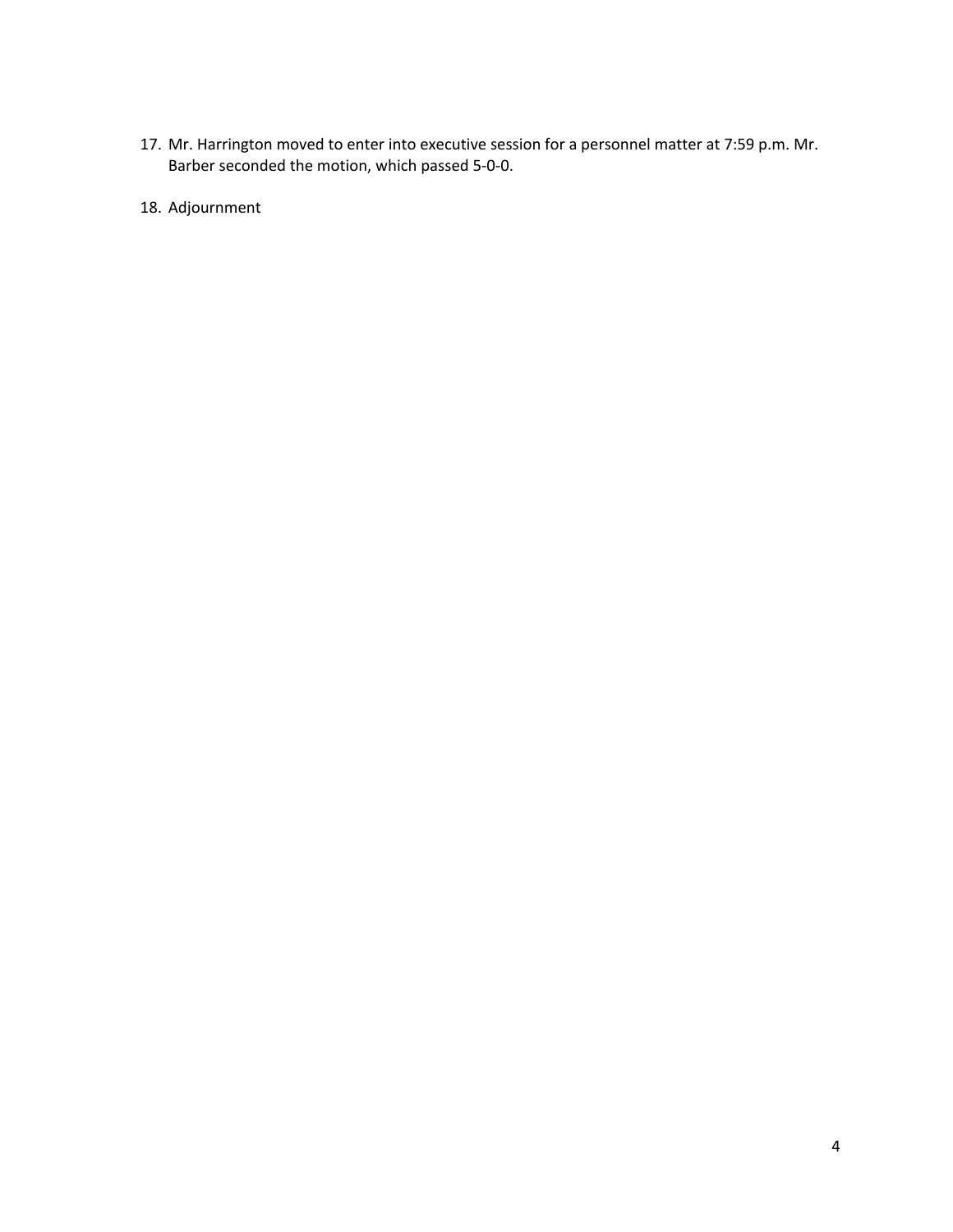17. Mr. Harrington moved to enter into executive session for a personnel matter at 7:59 p.m. Mr. Barber seconded the motion, which passed 5-0-0.

18. Adjournment